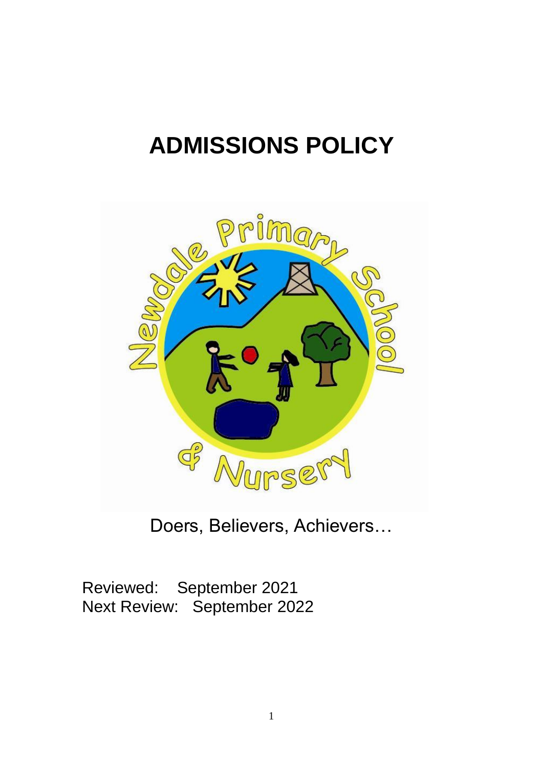# ADMISSIONS POLICY

Doers, Believers, Achievers…

Reviewed: September 2021
Next Review: September 2022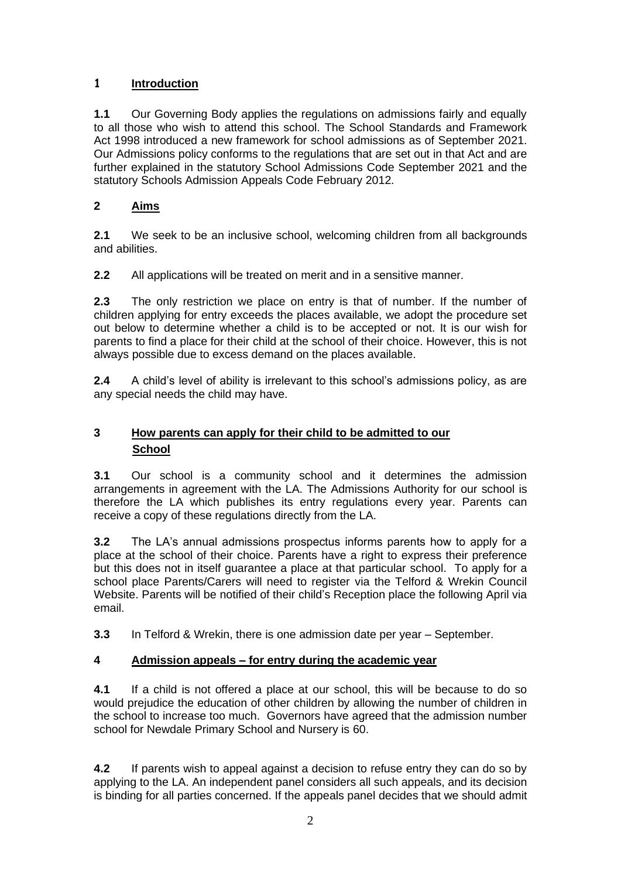## 1 Introduction

**1.1** Our Governing Body applies the regulations on admissions fairly and equally to all those who wish to attend this school. The School Standards and Framework Act 1998 introduced a new framework for school admissions as of September 2021. Our Admissions policy conforms to the regulations that are set out in that Act and are further explained in the statutory School Admissions Code September 2021 and the statutory Schools Admission Appeals Code February 2012.

## 2 Aims

**2.1** We seek to be an inclusive school, welcoming children from all backgrounds and abilities.

**2.2** All applications will be treated on merit and in a sensitive manner.

**2.3** The only restriction we place on entry is that of number. If the number of children applying for entry exceeds the places available, we adopt the procedure set out below to determine whether a child is to be accepted or not. It is our wish for parents to find a place for their child at the school of their choice. However, this is not always possible due to excess demand on the places available.

**2.4** A child's level of ability is irrelevant to this school's admissions policy, as are any special needs the child may have.

## 3 How parents can apply for their child to be admitted to our School

**3.1** Our school is a community school and it determines the admission arrangements in agreement with the LA. The Admissions Authority for our school is therefore the LA which publishes its entry regulations every year. Parents can receive a copy of these regulations directly from the LA.

**3.2** The LA's annual admissions prospectus informs parents how to apply for a place at the school of their choice. Parents have a right to express their preference but this does not in itself guarantee a place at that particular school. To apply for a school place Parents/Carers will need to register via the Telford & Wrekin Council Website. Parents will be notified of their child's Reception place the following April via email.

**3.3** In Telford & Wrekin, there is one admission date per year – September.

## 4 Admission appeals – for entry during the academic year

**4.1** If a child is not offered a place at our school, this will be because to do so would prejudice the education of other children by allowing the number of children in the school to increase too much. Governors have agreed that the admission number school for Newdale Primary School and Nursery is 60.

**4.2** If parents wish to appeal against a decision to refuse entry they can do so by applying to the LA. An independent panel considers all such appeals, and its decision is binding for all parties concerned. If the appeals panel decides that we should admit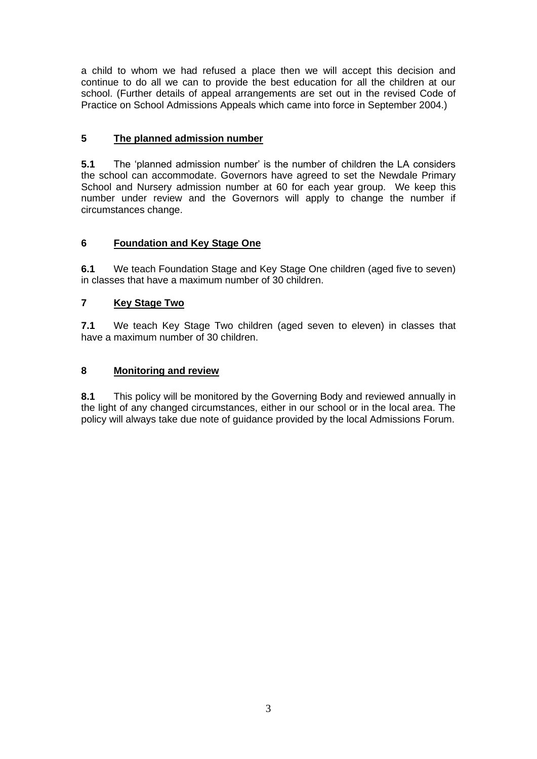a child to whom we had refused a place then we will accept this decision and continue to do all we can to provide the best education for all the children at our school. (Further details of appeal arrangements are set out in the revised Code of Practice on School Admissions Appeals which came into force in September 2004.)

## 5 The planned admission number

**5.1** The 'planned admission number' is the number of children the LA considers the school can accommodate. Governors have agreed to set the Newdale Primary School and Nursery admission number at 60 for each year group. We keep this number under review and the Governors will apply to change the number if circumstances change.

## 6 Foundation and Key Stage One

**6.1** We teach Foundation Stage and Key Stage One children (aged five to seven) in classes that have a maximum number of 30 children.

## 7 Key Stage Two

**7.1** We teach Key Stage Two children (aged seven to eleven) in classes that have a maximum number of 30 children.

## 8 Monitoring and review

**8.1** This policy will be monitored by the Governing Body and reviewed annually in the light of any changed circumstances, either in our school or in the local area. The policy will always take due note of guidance provided by the local Admissions Forum.